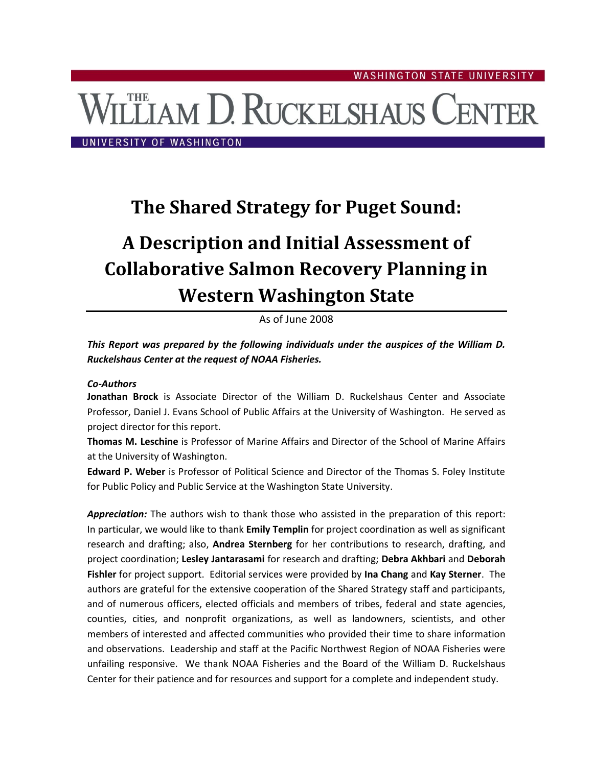WASHINGTON STATE UNIVERSITY

THE WILLIAM D. RUCKELSHAUS CENTER

UNIVERSITY OF WASHINGTON

# The Shared Strategy for Puget Sound:

# A Description and Initial Assessment of Collaborative Salmon Recovery Planning in Western Washington State

As of June 2008

***This Report was prepared by the following individuals under the auspices of the William D. Ruckelshaus Center at the request of NOAA Fisheries.***

***Co-Authors***

**Jonathan Brock** is Associate Director of the William D. Ruckelshaus Center and Associate Professor, Daniel J. Evans School of Public Affairs at the University of Washington. He served as project director for this report.

**Thomas M. Leschine** is Professor of Marine Affairs and Director of the School of Marine Affairs at the University of Washington.

**Edward P. Weber** is Professor of Political Science and Director of the Thomas S. Foley Institute for Public Policy and Public Service at the Washington State University.

***Appreciation:*** The authors wish to thank those who assisted in the preparation of this report: In particular, we would like to thank **Emily Templin** for project coordination as well as significant research and drafting; also, **Andrea Sternberg** for her contributions to research, drafting, and project coordination; **Lesley Jantarasami** for research and drafting; **Debra Akhbari** and **Deborah Fishler** for project support. Editorial services were provided by **Ina Chang** and **Kay Sterner**. The authors are grateful for the extensive cooperation of the Shared Strategy staff and participants, and of numerous officers, elected officials and members of tribes, federal and state agencies, counties, cities, and nonprofit organizations, as well as landowners, scientists, and other members of interested and affected communities who provided their time to share information and observations. Leadership and staff at the Pacific Northwest Region of NOAA Fisheries were unfailing responsive. We thank NOAA Fisheries and the Board of the William D. Ruckelshaus Center for their patience and for resources and support for a complete and independent study.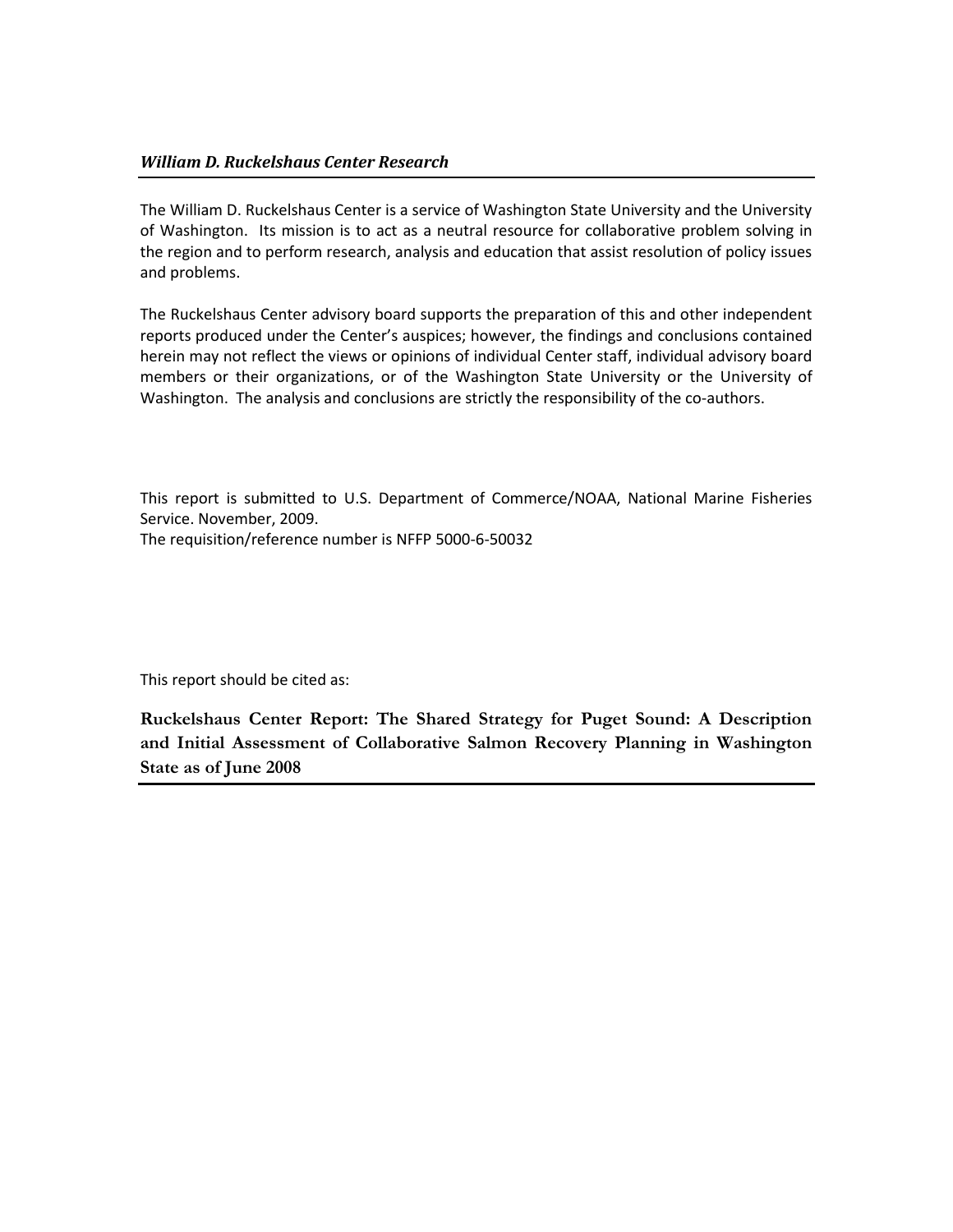### *William D. Ruckelshaus Center Research*

The William D. Ruckelshaus Center is a service of Washington State University and the University of Washington. Its mission is to act as a neutral resource for collaborative problem solving in the region and to perform research, analysis and education that assist resolution of policy issues and problems.

The Ruckelshaus Center advisory board supports the preparation of this and other independent reports produced under the Center's auspices; however, the findings and conclusions contained herein may not reflect the views or opinions of individual Center staff, individual advisory board members or their organizations, or of the Washington State University or the University of Washington. The analysis and conclusions are strictly the responsibility of the co-authors.

This report is submitted to U.S. Department of Commerce/NOAA, National Marine Fisheries Service. November, 2009.
The requisition/reference number is NFFP 5000-6-50032

This report should be cited as:

**Ruckelshaus Center Report: The Shared Strategy for Puget Sound: A Description and Initial Assessment of Collaborative Salmon Recovery Planning in Washington State as of June 2008**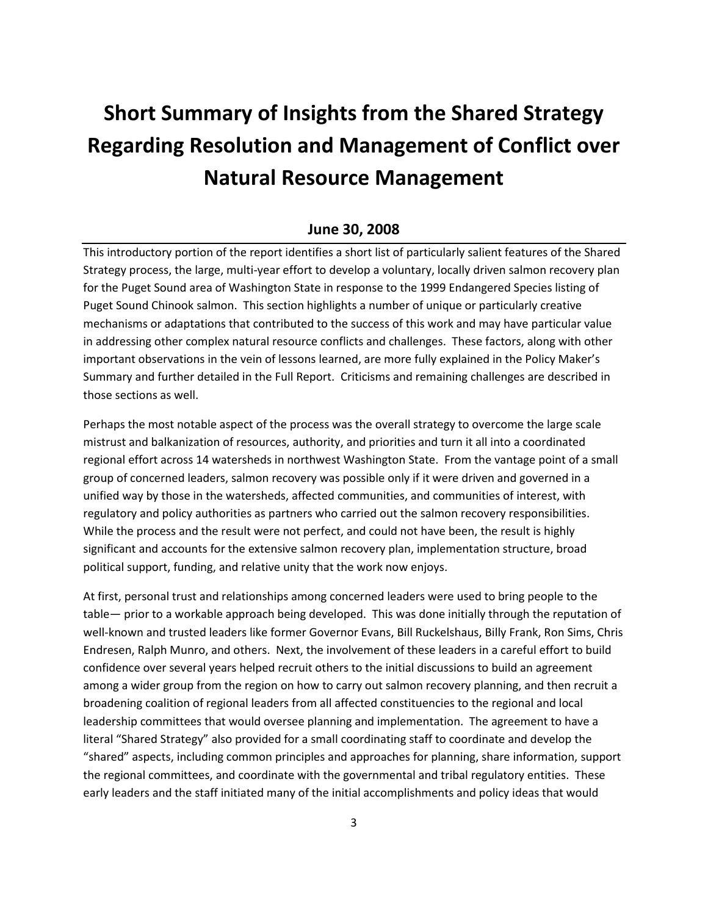# Short Summary of Insights from the Shared Strategy Regarding Resolution and Management of Conflict over Natural Resource Management

## June 30, 2008

This introductory portion of the report identifies a short list of particularly salient features of the Shared Strategy process, the large, multi-year effort to develop a voluntary, locally driven salmon recovery plan for the Puget Sound area of Washington State in response to the 1999 Endangered Species listing of Puget Sound Chinook salmon. This section highlights a number of unique or particularly creative mechanisms or adaptations that contributed to the success of this work and may have particular value in addressing other complex natural resource conflicts and challenges. These factors, along with other important observations in the vein of lessons learned, are more fully explained in the Policy Maker's Summary and further detailed in the Full Report. Criticisms and remaining challenges are described in those sections as well.

Perhaps the most notable aspect of the process was the overall strategy to overcome the large scale mistrust and balkanization of resources, authority, and priorities and turn it all into a coordinated regional effort across 14 watersheds in northwest Washington State. From the vantage point of a small group of concerned leaders, salmon recovery was possible only if it were driven and governed in a unified way by those in the watersheds, affected communities, and communities of interest, with regulatory and policy authorities as partners who carried out the salmon recovery responsibilities. While the process and the result were not perfect, and could not have been, the result is highly significant and accounts for the extensive salmon recovery plan, implementation structure, broad political support, funding, and relative unity that the work now enjoys.

At first, personal trust and relationships among concerned leaders were used to bring people to the table— prior to a workable approach being developed. This was done initially through the reputation of well-known and trusted leaders like former Governor Evans, Bill Ruckelshaus, Billy Frank, Ron Sims, Chris Endresen, Ralph Munro, and others. Next, the involvement of these leaders in a careful effort to build confidence over several years helped recruit others to the initial discussions to build an agreement among a wider group from the region on how to carry out salmon recovery planning, and then recruit a broadening coalition of regional leaders from all affected constituencies to the regional and local leadership committees that would oversee planning and implementation. The agreement to have a literal "Shared Strategy" also provided for a small coordinating staff to coordinate and develop the "shared" aspects, including common principles and approaches for planning, share information, support the regional committees, and coordinate with the governmental and tribal regulatory entities. These early leaders and the staff initiated many of the initial accomplishments and policy ideas that would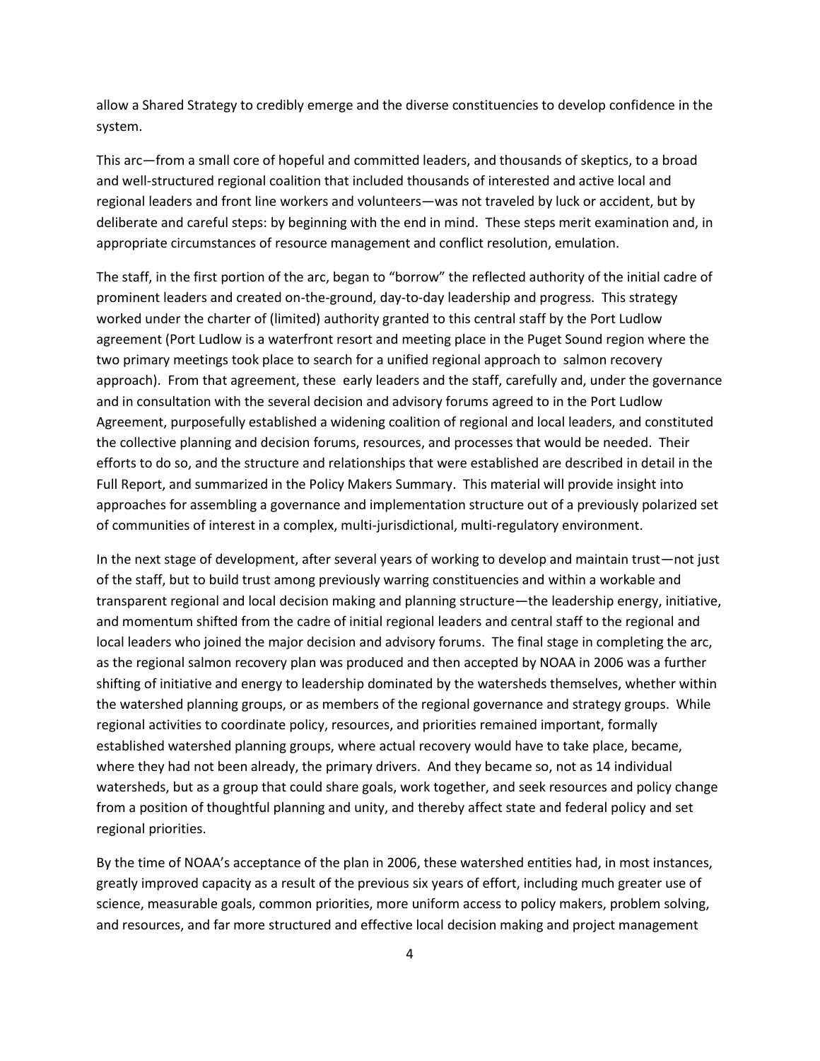allow a Shared Strategy to credibly emerge and the diverse constituencies to develop confidence in the system.

This arc—from a small core of hopeful and committed leaders, and thousands of skeptics, to a broad and well-structured regional coalition that included thousands of interested and active local and regional leaders and front line workers and volunteers—was not traveled by luck or accident, but by deliberate and careful steps: by beginning with the end in mind. These steps merit examination and, in appropriate circumstances of resource management and conflict resolution, emulation.

The staff, in the first portion of the arc, began to "borrow" the reflected authority of the initial cadre of prominent leaders and created on-the-ground, day-to-day leadership and progress. This strategy worked under the charter of (limited) authority granted to this central staff by the Port Ludlow agreement (Port Ludlow is a waterfront resort and meeting place in the Puget Sound region where the two primary meetings took place to search for a unified regional approach to salmon recovery approach). From that agreement, these early leaders and the staff, carefully and, under the governance and in consultation with the several decision and advisory forums agreed to in the Port Ludlow Agreement, purposefully established a widening coalition of regional and local leaders, and constituted the collective planning and decision forums, resources, and processes that would be needed. Their efforts to do so, and the structure and relationships that were established are described in detail in the Full Report, and summarized in the Policy Makers Summary. This material will provide insight into approaches for assembling a governance and implementation structure out of a previously polarized set of communities of interest in a complex, multi-jurisdictional, multi-regulatory environment.

In the next stage of development, after several years of working to develop and maintain trust—not just of the staff, but to build trust among previously warring constituencies and within a workable and transparent regional and local decision making and planning structure—the leadership energy, initiative, and momentum shifted from the cadre of initial regional leaders and central staff to the regional and local leaders who joined the major decision and advisory forums. The final stage in completing the arc, as the regional salmon recovery plan was produced and then accepted by NOAA in 2006 was a further shifting of initiative and energy to leadership dominated by the watersheds themselves, whether within the watershed planning groups, or as members of the regional governance and strategy groups. While regional activities to coordinate policy, resources, and priorities remained important, formally established watershed planning groups, where actual recovery would have to take place, became, where they had not been already, the primary drivers. And they became so, not as 14 individual watersheds, but as a group that could share goals, work together, and seek resources and policy change from a position of thoughtful planning and unity, and thereby affect state and federal policy and set regional priorities.

By the time of NOAA's acceptance of the plan in 2006, these watershed entities had, in most instances, greatly improved capacity as a result of the previous six years of effort, including much greater use of science, measurable goals, common priorities, more uniform access to policy makers, problem solving, and resources, and far more structured and effective local decision making and project management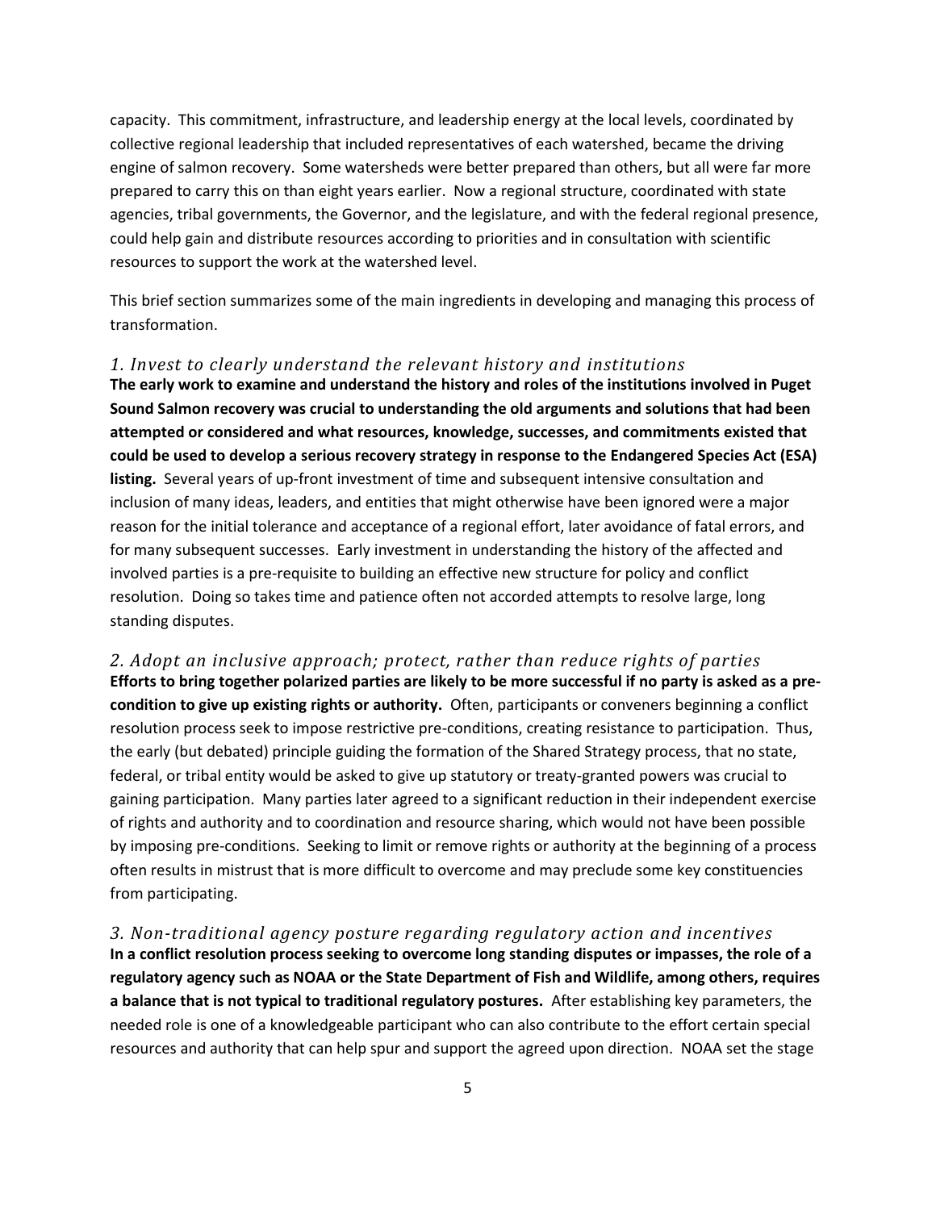capacity. This commitment, infrastructure, and leadership energy at the local levels, coordinated by collective regional leadership that included representatives of each watershed, became the driving engine of salmon recovery. Some watersheds were better prepared than others, but all were far more prepared to carry this on than eight years earlier. Now a regional structure, coordinated with state agencies, tribal governments, the Governor, and the legislature, and with the federal regional presence, could help gain and distribute resources according to priorities and in consultation with scientific resources to support the work at the watershed level.

This brief section summarizes some of the main ingredients in developing and managing this process of transformation.

### *1. Invest to clearly understand the relevant history and institutions*

**The early work to examine and understand the history and roles of the institutions involved in Puget Sound Salmon recovery was crucial to understanding the old arguments and solutions that had been attempted or considered and what resources, knowledge, successes, and commitments existed that could be used to develop a serious recovery strategy in response to the Endangered Species Act (ESA) listing.** Several years of up-front investment of time and subsequent intensive consultation and inclusion of many ideas, leaders, and entities that might otherwise have been ignored were a major reason for the initial tolerance and acceptance of a regional effort, later avoidance of fatal errors, and for many subsequent successes. Early investment in understanding the history of the affected and involved parties is a pre-requisite to building an effective new structure for policy and conflict resolution. Doing so takes time and patience often not accorded attempts to resolve large, long standing disputes.

### *2. Adopt an inclusive approach; protect, rather than reduce rights of parties*

**Efforts to bring together polarized parties are likely to be more successful if no party is asked as a pre-condition to give up existing rights or authority.** Often, participants or conveners beginning a conflict resolution process seek to impose restrictive pre-conditions, creating resistance to participation. Thus, the early (but debated) principle guiding the formation of the Shared Strategy process, that no state, federal, or tribal entity would be asked to give up statutory or treaty-granted powers was crucial to gaining participation. Many parties later agreed to a significant reduction in their independent exercise of rights and authority and to coordination and resource sharing, which would not have been possible by imposing pre-conditions. Seeking to limit or remove rights or authority at the beginning of a process often results in mistrust that is more difficult to overcome and may preclude some key constituencies from participating.

### *3. Non-traditional agency posture regarding regulatory action and incentives*

**In a conflict resolution process seeking to overcome long standing disputes or impasses, the role of a regulatory agency such as NOAA or the State Department of Fish and Wildlife, among others, requires a balance that is not typical to traditional regulatory postures.** After establishing key parameters, the needed role is one of a knowledgeable participant who can also contribute to the effort certain special resources and authority that can help spur and support the agreed upon direction. NOAA set the stage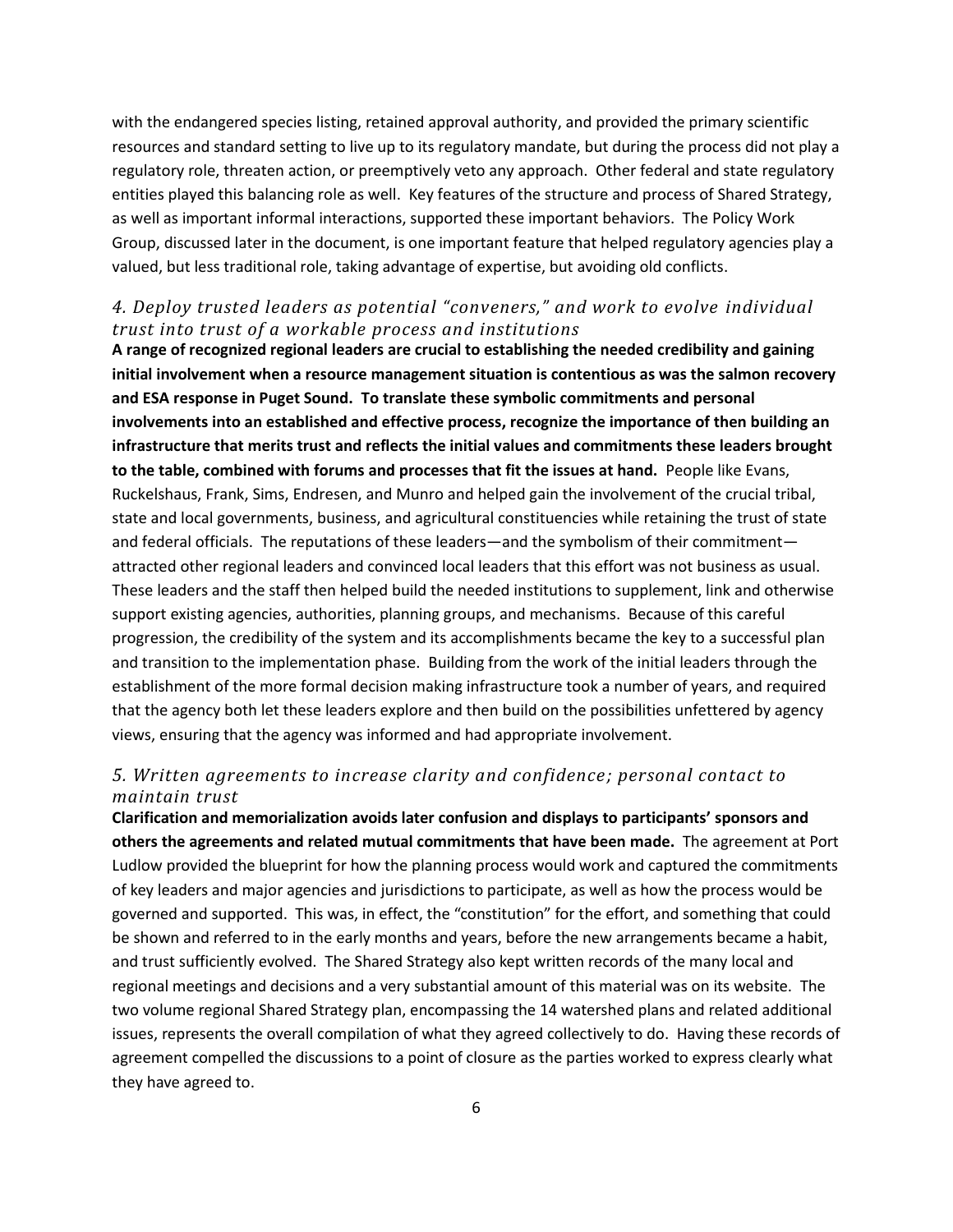with the endangered species listing, retained approval authority, and provided the primary scientific resources and standard setting to live up to its regulatory mandate, but during the process did not play a regulatory role, threaten action, or preemptively veto any approach. Other federal and state regulatory entities played this balancing role as well. Key features of the structure and process of Shared Strategy, as well as important informal interactions, supported these important behaviors. The Policy Work Group, discussed later in the document, is one important feature that helped regulatory agencies play a valued, but less traditional role, taking advantage of expertise, but avoiding old conflicts.

### *4. Deploy trusted leaders as potential "conveners," and work to evolve individual trust into trust of a workable process and institutions*

**A range of recognized regional leaders are crucial to establishing the needed credibility and gaining initial involvement when a resource management situation is contentious as was the salmon recovery and ESA response in Puget Sound. To translate these symbolic commitments and personal involvements into an established and effective process, recognize the importance of then building an infrastructure that merits trust and reflects the initial values and commitments these leaders brought to the table, combined with forums and processes that fit the issues at hand.** People like Evans, Ruckelshaus, Frank, Sims, Endresen, and Munro and helped gain the involvement of the crucial tribal, state and local governments, business, and agricultural constituencies while retaining the trust of state and federal officials. The reputations of these leaders—and the symbolism of their commitment—attracted other regional leaders and convinced local leaders that this effort was not business as usual. These leaders and the staff then helped build the needed institutions to supplement, link and otherwise support existing agencies, authorities, planning groups, and mechanisms. Because of this careful progression, the credibility of the system and its accomplishments became the key to a successful plan and transition to the implementation phase. Building from the work of the initial leaders through the establishment of the more formal decision making infrastructure took a number of years, and required that the agency both let these leaders explore and then build on the possibilities unfettered by agency views, ensuring that the agency was informed and had appropriate involvement.

### *5. Written agreements to increase clarity and confidence; personal contact to maintain trust*

**Clarification and memorialization avoids later confusion and displays to participants' sponsors and others the agreements and related mutual commitments that have been made.** The agreement at Port Ludlow provided the blueprint for how the planning process would work and captured the commitments of key leaders and major agencies and jurisdictions to participate, as well as how the process would be governed and supported. This was, in effect, the "constitution" for the effort, and something that could be shown and referred to in the early months and years, before the new arrangements became a habit, and trust sufficiently evolved. The Shared Strategy also kept written records of the many local and regional meetings and decisions and a very substantial amount of this material was on its website. The two volume regional Shared Strategy plan, encompassing the 14 watershed plans and related additional issues, represents the overall compilation of what they agreed collectively to do. Having these records of agreement compelled the discussions to a point of closure as the parties worked to express clearly what they have agreed to.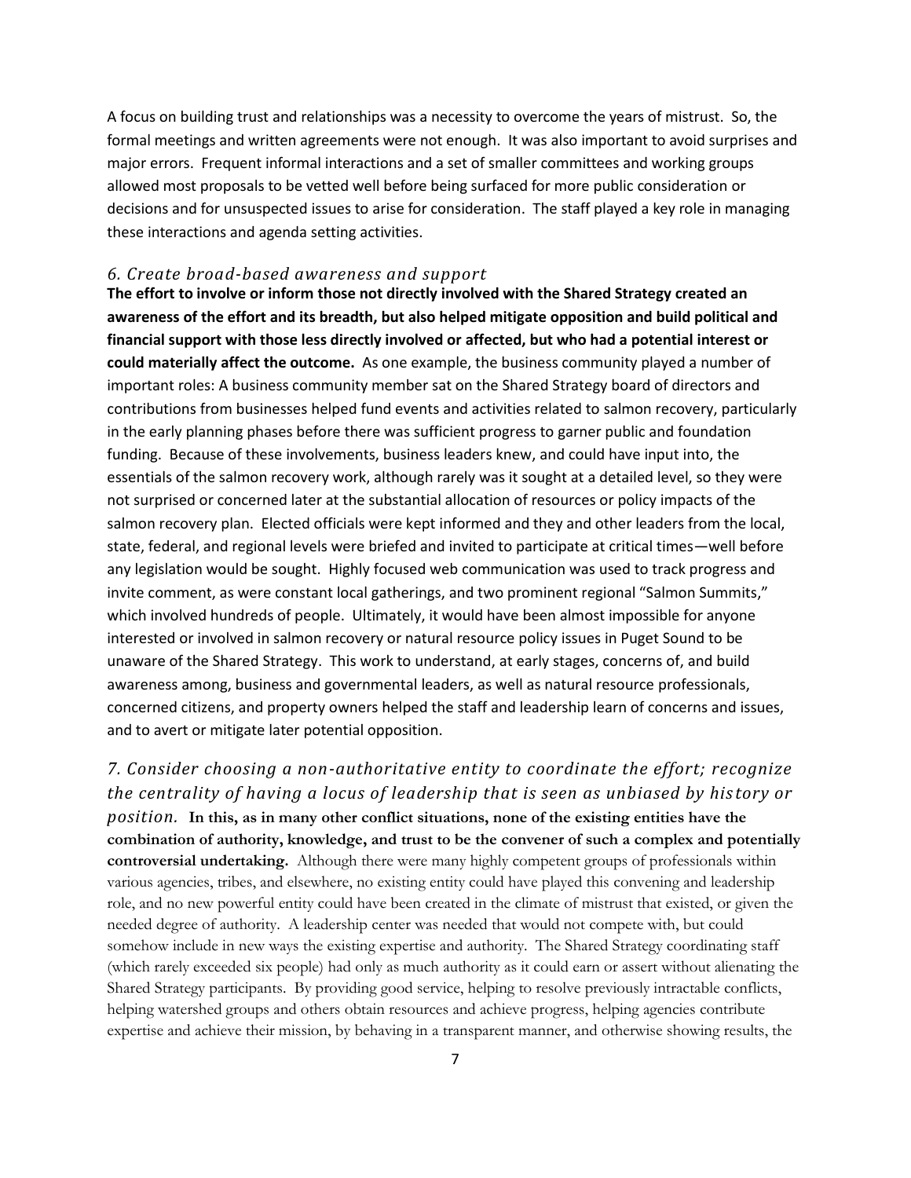A focus on building trust and relationships was a necessity to overcome the years of mistrust. So, the formal meetings and written agreements were not enough. It was also important to avoid surprises and major errors. Frequent informal interactions and a set of smaller committees and working groups allowed most proposals to be vetted well before being surfaced for more public consideration or decisions and for unsuspected issues to arise for consideration. The staff played a key role in managing these interactions and agenda setting activities.

### *6. Create broad-based awareness and support*

**The effort to involve or inform those not directly involved with the Shared Strategy created an awareness of the effort and its breadth, but also helped mitigate opposition and build political and financial support with those less directly involved or affected, but who had a potential interest or could materially affect the outcome.** As one example, the business community played a number of important roles: A business community member sat on the Shared Strategy board of directors and contributions from businesses helped fund events and activities related to salmon recovery, particularly in the early planning phases before there was sufficient progress to garner public and foundation funding. Because of these involvements, business leaders knew, and could have input into, the essentials of the salmon recovery work, although rarely was it sought at a detailed level, so they were not surprised or concerned later at the substantial allocation of resources or policy impacts of the salmon recovery plan. Elected officials were kept informed and they and other leaders from the local, state, federal, and regional levels were briefed and invited to participate at critical times—well before any legislation would be sought. Highly focused web communication was used to track progress and invite comment, as were constant local gatherings, and two prominent regional "Salmon Summits," which involved hundreds of people. Ultimately, it would have been almost impossible for anyone interested or involved in salmon recovery or natural resource policy issues in Puget Sound to be unaware of the Shared Strategy. This work to understand, at early stages, concerns of, and build awareness among, business and governmental leaders, as well as natural resource professionals, concerned citizens, and property owners helped the staff and leadership learn of concerns and issues, and to avert or mitigate later potential opposition.

### *7. Consider choosing a non-authoritative entity to coordinate the effort; recognize the centrality of having a locus of leadership that is seen as unbiased by history or position.*

**In this, as in many other conflict situations, none of the existing entities have the combination of authority, knowledge, and trust to be the convener of such a complex and potentially controversial undertaking.** Although there were many highly competent groups of professionals within various agencies, tribes, and elsewhere, no existing entity could have played this convening and leadership role, and no new powerful entity could have been created in the climate of mistrust that existed, or given the needed degree of authority. A leadership center was needed that would not compete with, but could somehow include in new ways the existing expertise and authority. The Shared Strategy coordinating staff (which rarely exceeded six people) had only as much authority as it could earn or assert without alienating the Shared Strategy participants. By providing good service, helping to resolve previously intractable conflicts, helping watershed groups and others obtain resources and achieve progress, helping agencies contribute expertise and achieve their mission, by behaving in a transparent manner, and otherwise showing results, the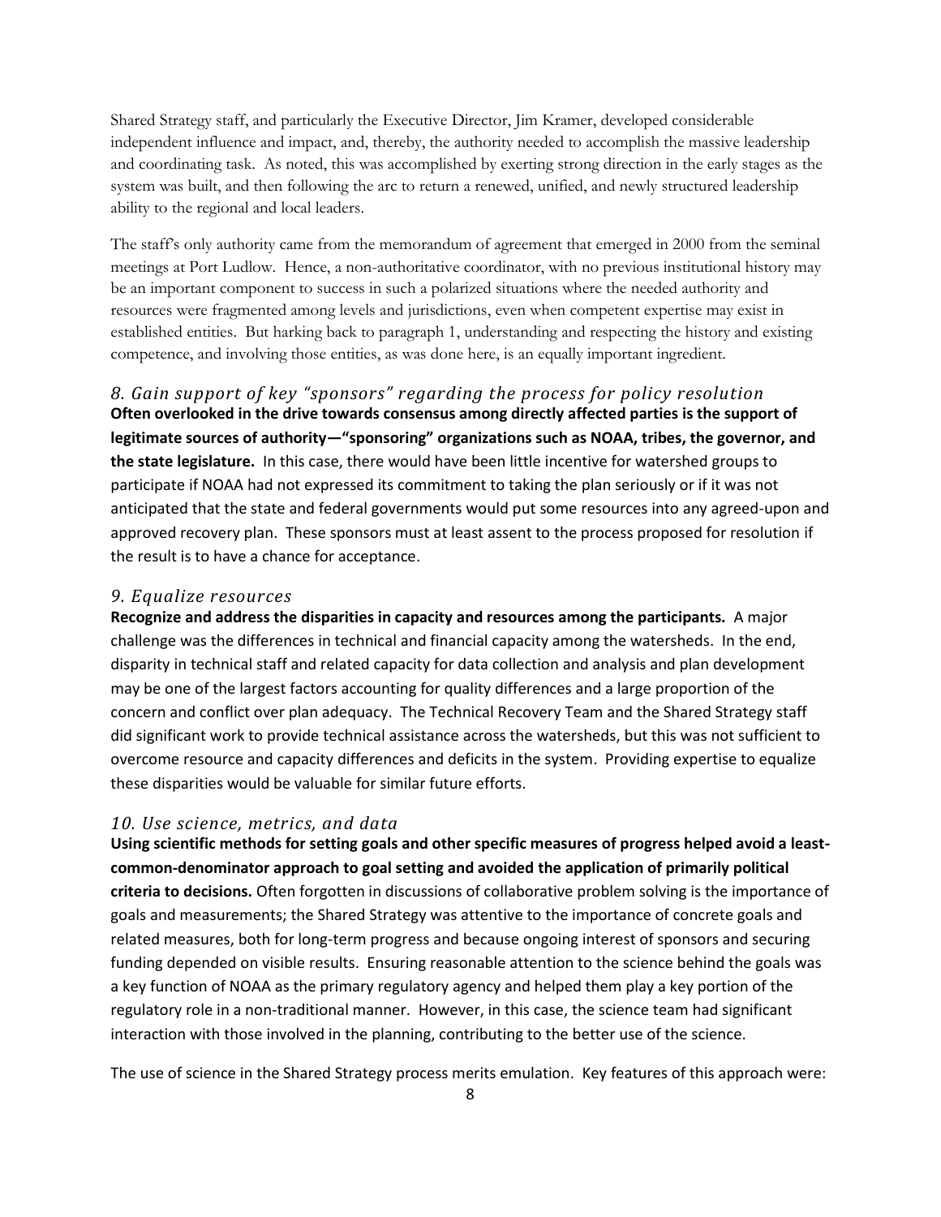Shared Strategy staff, and particularly the Executive Director, Jim Kramer, developed considerable independent influence and impact, and, thereby, the authority needed to accomplish the massive leadership and coordinating task. As noted, this was accomplished by exerting strong direction in the early stages as the system was built, and then following the arc to return a renewed, unified, and newly structured leadership ability to the regional and local leaders.

The staff's only authority came from the memorandum of agreement that emerged in 2000 from the seminal meetings at Port Ludlow. Hence, a non-authoritative coordinator, with no previous institutional history may be an important component to success in such a polarized situations where the needed authority and resources were fragmented among levels and jurisdictions, even when competent expertise may exist in established entities. But harking back to paragraph 1, understanding and respecting the history and existing competence, and involving those entities, as was done here, is an equally important ingredient.

### *8. Gain support of key "sponsors" regarding the process for policy resolution*

**Often overlooked in the drive towards consensus among directly affected parties is the support of legitimate sources of authority—"sponsoring" organizations such as NOAA, tribes, the governor, and the state legislature.** In this case, there would have been little incentive for watershed groups to participate if NOAA had not expressed its commitment to taking the plan seriously or if it was not anticipated that the state and federal governments would put some resources into any agreed-upon and approved recovery plan. These sponsors must at least assent to the process proposed for resolution if the result is to have a chance for acceptance.

### *9. Equalize resources*

**Recognize and address the disparities in capacity and resources among the participants.** A major challenge was the differences in technical and financial capacity among the watersheds. In the end, disparity in technical staff and related capacity for data collection and analysis and plan development may be one of the largest factors accounting for quality differences and a large proportion of the concern and conflict over plan adequacy. The Technical Recovery Team and the Shared Strategy staff did significant work to provide technical assistance across the watersheds, but this was not sufficient to overcome resource and capacity differences and deficits in the system. Providing expertise to equalize these disparities would be valuable for similar future efforts.

### *10. Use science, metrics, and data*

**Using scientific methods for setting goals and other specific measures of progress helped avoid a least-common-denominator approach to goal setting and avoided the application of primarily political criteria to decisions.** Often forgotten in discussions of collaborative problem solving is the importance of goals and measurements; the Shared Strategy was attentive to the importance of concrete goals and related measures, both for long-term progress and because ongoing interest of sponsors and securing funding depended on visible results. Ensuring reasonable attention to the science behind the goals was a key function of NOAA as the primary regulatory agency and helped them play a key portion of the regulatory role in a non-traditional manner. However, in this case, the science team had significant interaction with those involved in the planning, contributing to the better use of the science.

The use of science in the Shared Strategy process merits emulation. Key features of this approach were: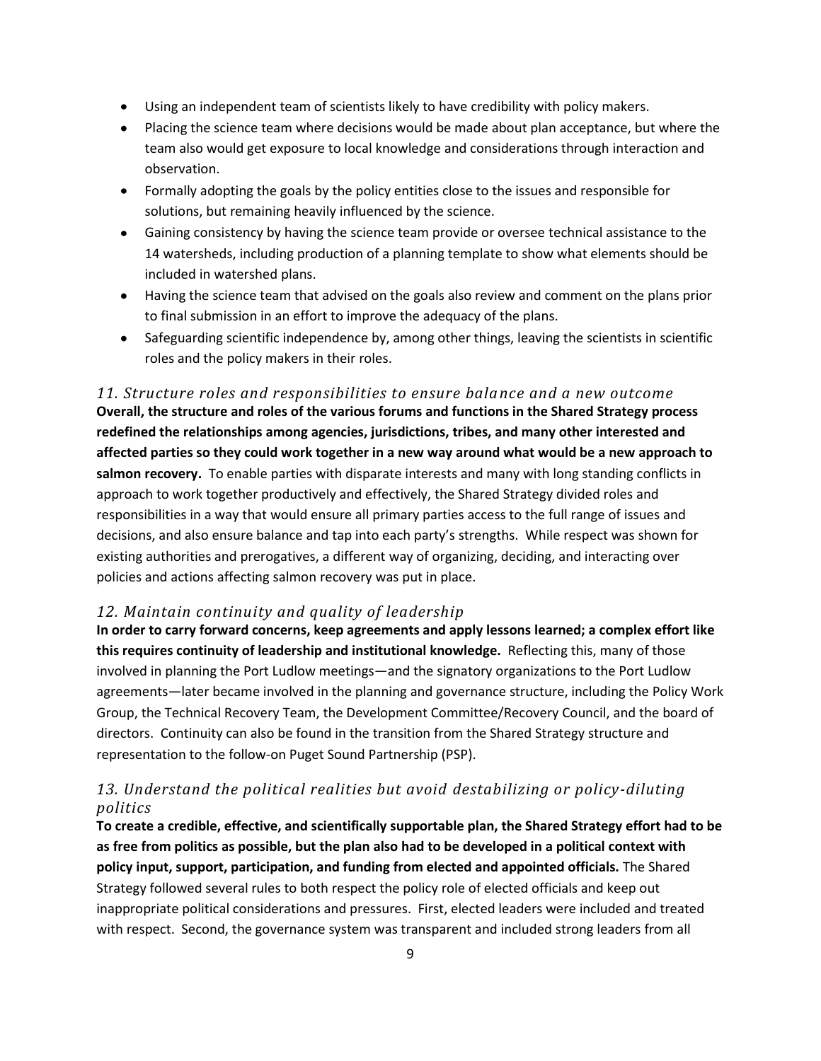- Using an independent team of scientists likely to have credibility with policy makers.
- Placing the science team where decisions would be made about plan acceptance, but where the team also would get exposure to local knowledge and considerations through interaction and observation.
- Formally adopting the goals by the policy entities close to the issues and responsible for solutions, but remaining heavily influenced by the science.
- Gaining consistency by having the science team provide or oversee technical assistance to the 14 watersheds, including production of a planning template to show what elements should be included in watershed plans.
- Having the science team that advised on the goals also review and comment on the plans prior to final submission in an effort to improve the adequacy of the plans.
- Safeguarding scientific independence by, among other things, leaving the scientists in scientific roles and the policy makers in their roles.

### *11. Structure roles and responsibilities to ensure balance and a new outcome*

**Overall, the structure and roles of the various forums and functions in the Shared Strategy process redefined the relationships among agencies, jurisdictions, tribes, and many other interested and affected parties so they could work together in a new way around what would be a new approach to salmon recovery.** To enable parties with disparate interests and many with long standing conflicts in approach to work together productively and effectively, the Shared Strategy divided roles and responsibilities in a way that would ensure all primary parties access to the full range of issues and decisions, and also ensure balance and tap into each party's strengths. While respect was shown for existing authorities and prerogatives, a different way of organizing, deciding, and interacting over policies and actions affecting salmon recovery was put in place.

### *12. Maintain continuity and quality of leadership*

**In order to carry forward concerns, keep agreements and apply lessons learned; a complex effort like this requires continuity of leadership and institutional knowledge.** Reflecting this, many of those involved in planning the Port Ludlow meetings—and the signatory organizations to the Port Ludlow agreements—later became involved in the planning and governance structure, including the Policy Work Group, the Technical Recovery Team, the Development Committee/Recovery Council, and the board of directors. Continuity can also be found in the transition from the Shared Strategy structure and representation to the follow-on Puget Sound Partnership (PSP).

### *13. Understand the political realities but avoid destabilizing or policy-diluting politics*

**To create a credible, effective, and scientifically supportable plan, the Shared Strategy effort had to be as free from politics as possible, but the plan also had to be developed in a political context with policy input, support, participation, and funding from elected and appointed officials.** The Shared Strategy followed several rules to both respect the policy role of elected officials and keep out inappropriate political considerations and pressures. First, elected leaders were included and treated with respect. Second, the governance system was transparent and included strong leaders from all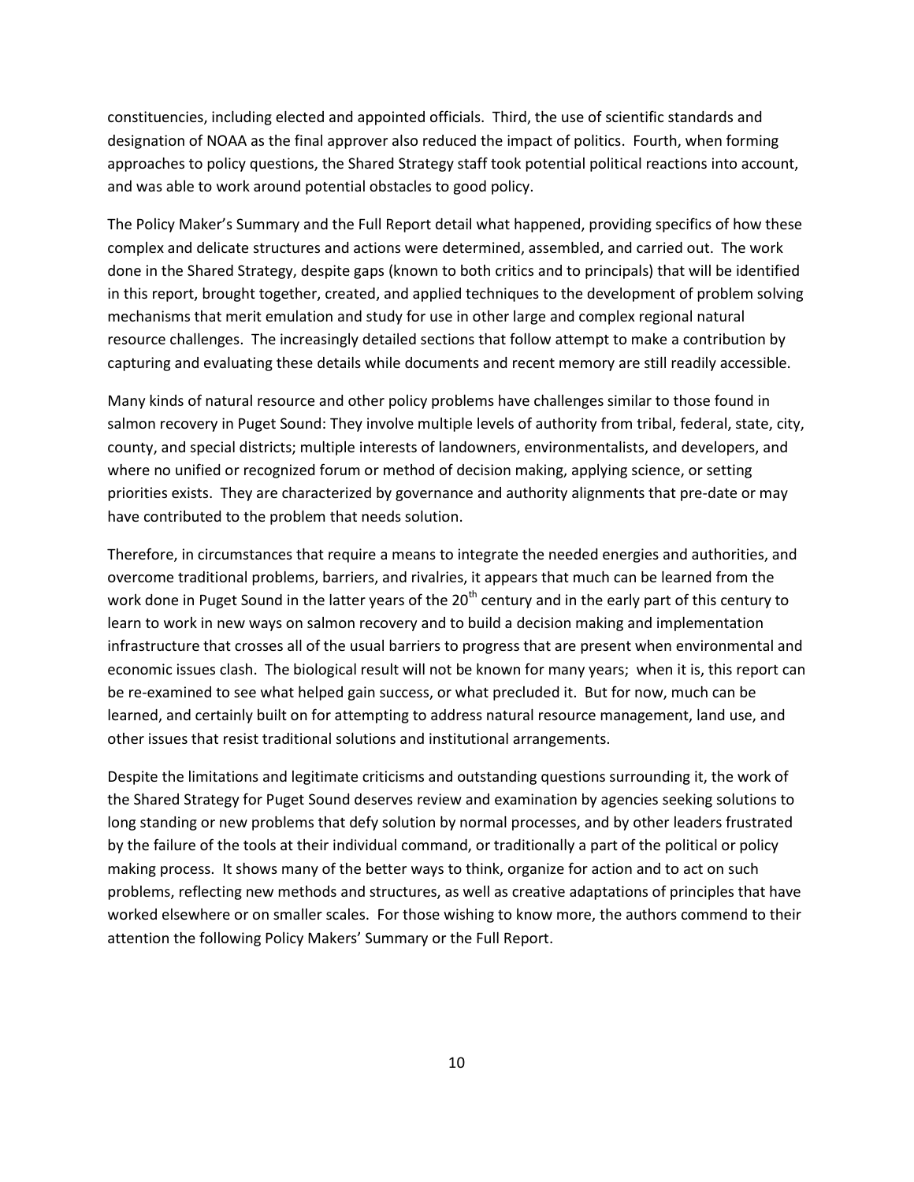constituencies, including elected and appointed officials. Third, the use of scientific standards and designation of NOAA as the final approver also reduced the impact of politics. Fourth, when forming approaches to policy questions, the Shared Strategy staff took potential political reactions into account, and was able to work around potential obstacles to good policy.

The Policy Maker's Summary and the Full Report detail what happened, providing specifics of how these complex and delicate structures and actions were determined, assembled, and carried out. The work done in the Shared Strategy, despite gaps (known to both critics and to principals) that will be identified in this report, brought together, created, and applied techniques to the development of problem solving mechanisms that merit emulation and study for use in other large and complex regional natural resource challenges. The increasingly detailed sections that follow attempt to make a contribution by capturing and evaluating these details while documents and recent memory are still readily accessible.

Many kinds of natural resource and other policy problems have challenges similar to those found in salmon recovery in Puget Sound: They involve multiple levels of authority from tribal, federal, state, city, county, and special districts; multiple interests of landowners, environmentalists, and developers, and where no unified or recognized forum or method of decision making, applying science, or setting priorities exists. They are characterized by governance and authority alignments that pre-date or may have contributed to the problem that needs solution.

Therefore, in circumstances that require a means to integrate the needed energies and authorities, and overcome traditional problems, barriers, and rivalries, it appears that much can be learned from the work done in Puget Sound in the latter years of the 20th century and in the early part of this century to learn to work in new ways on salmon recovery and to build a decision making and implementation infrastructure that crosses all of the usual barriers to progress that are present when environmental and economic issues clash. The biological result will not be known for many years; when it is, this report can be re-examined to see what helped gain success, or what precluded it. But for now, much can be learned, and certainly built on for attempting to address natural resource management, land use, and other issues that resist traditional solutions and institutional arrangements.

Despite the limitations and legitimate criticisms and outstanding questions surrounding it, the work of the Shared Strategy for Puget Sound deserves review and examination by agencies seeking solutions to long standing or new problems that defy solution by normal processes, and by other leaders frustrated by the failure of the tools at their individual command, or traditionally a part of the political or policy making process. It shows many of the better ways to think, organize for action and to act on such problems, reflecting new methods and structures, as well as creative adaptations of principles that have worked elsewhere or on smaller scales. For those wishing to know more, the authors commend to their attention the following Policy Makers' Summary or the Full Report.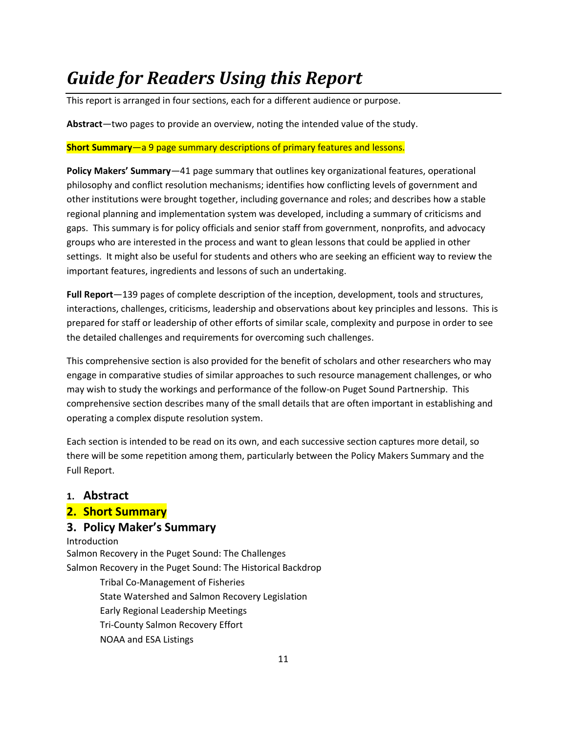# *Guide for Readers Using this Report*

This report is arranged in four sections, each for a different audience or purpose.

**Abstract**—two pages to provide an overview, noting the intended value of the study.

**Short Summary**—a 9 page summary descriptions of primary features and lessons.

**Policy Makers' Summary**—41 page summary that outlines key organizational features, operational philosophy and conflict resolution mechanisms; identifies how conflicting levels of government and other institutions were brought together, including governance and roles; and describes how a stable regional planning and implementation system was developed, including a summary of criticisms and gaps. This summary is for policy officials and senior staff from government, nonprofits, and advocacy groups who are interested in the process and want to glean lessons that could be applied in other settings. It might also be useful for students and others who are seeking an efficient way to review the important features, ingredients and lessons of such an undertaking.

**Full Report**—139 pages of complete description of the inception, development, tools and structures, interactions, challenges, criticisms, leadership and observations about key principles and lessons. This is prepared for staff or leadership of other efforts of similar scale, complexity and purpose in order to see the detailed challenges and requirements for overcoming such challenges.

This comprehensive section is also provided for the benefit of scholars and other researchers who may engage in comparative studies of similar approaches to such resource management challenges, or who may wish to study the workings and performance of the follow-on Puget Sound Partnership. This comprehensive section describes many of the small details that are often important in establishing and operating a complex dispute resolution system.

Each section is intended to be read on its own, and each successive section captures more detail, so there will be some repetition among them, particularly between the Policy Makers Summary and the Full Report.

### 1. Abstract

### 2. Short Summary

### 3. Policy Maker's Summary

Introduction

Salmon Recovery in the Puget Sound: The Challenges

Salmon Recovery in the Puget Sound: The Historical Backdrop

- Tribal Co-Management of Fisheries
- State Watershed and Salmon Recovery Legislation
- Early Regional Leadership Meetings
- Tri-County Salmon Recovery Effort
- NOAA and ESA Listings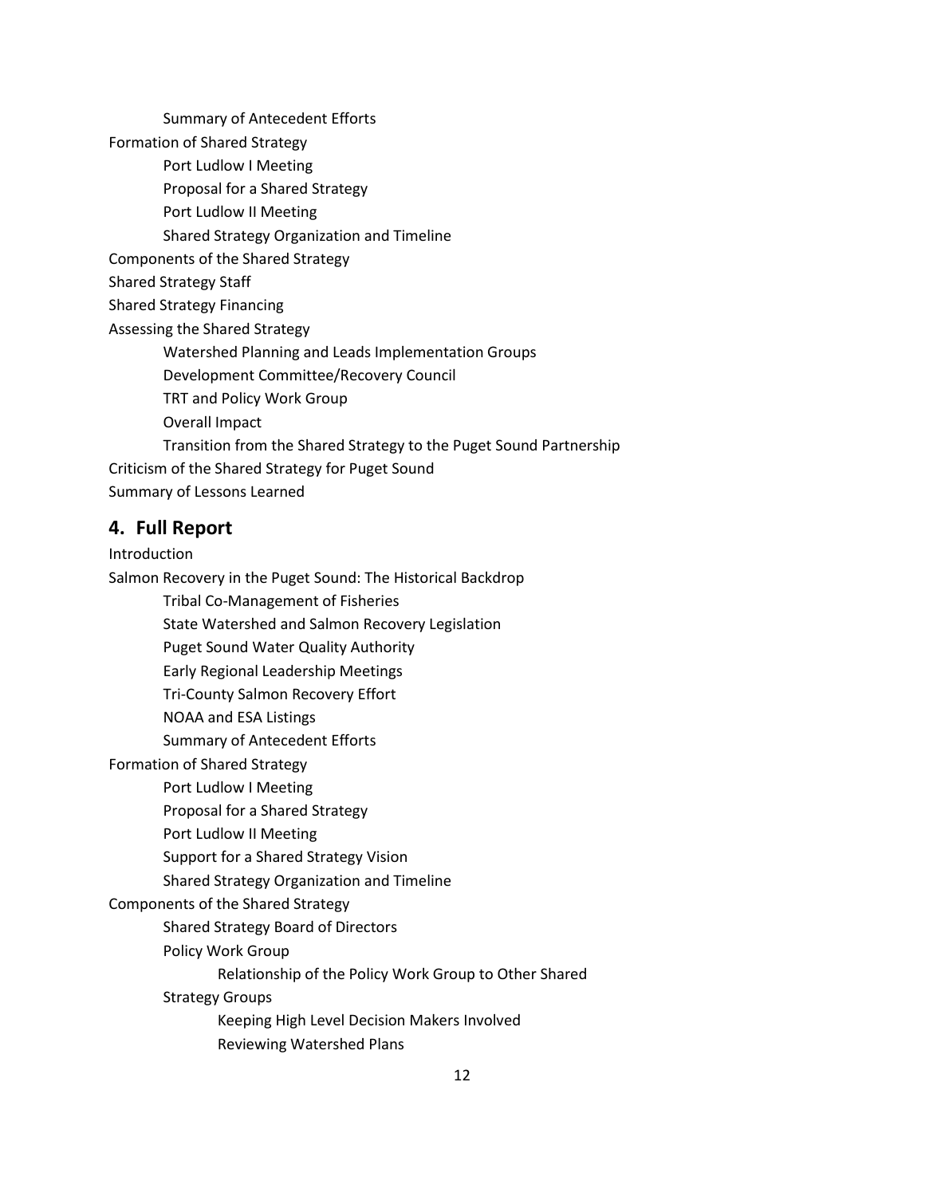- Summary of Antecedent Efforts

Formation of Shared Strategy

- Port Ludlow I Meeting
- Proposal for a Shared Strategy
- Port Ludlow II Meeting
- Shared Strategy Organization and Timeline

Components of the Shared Strategy

Shared Strategy Staff

Shared Strategy Financing

Assessing the Shared Strategy

- Watershed Planning and Leads Implementation Groups
- Development Committee/Recovery Council
- TRT and Policy Work Group
- Overall Impact
- Transition from the Shared Strategy to the Puget Sound Partnership

Criticism of the Shared Strategy for Puget Sound

Summary of Lessons Learned

## 4. Full Report

Introduction

Salmon Recovery in the Puget Sound: The Historical Backdrop

- Tribal Co-Management of Fisheries
- State Watershed and Salmon Recovery Legislation
- Puget Sound Water Quality Authority
- Early Regional Leadership Meetings
- Tri-County Salmon Recovery Effort
- NOAA and ESA Listings
- Summary of Antecedent Efforts

Formation of Shared Strategy

- Port Ludlow I Meeting
- Proposal for a Shared Strategy
- Port Ludlow II Meeting
- Support for a Shared Strategy Vision
- Shared Strategy Organization and Timeline

Components of the Shared Strategy

- Shared Strategy Board of Directors
- Policy Work Group
    - Relationship of the Policy Work Group to Other Shared
- Strategy Groups
    - Keeping High Level Decision Makers Involved
    - Reviewing Watershed Plans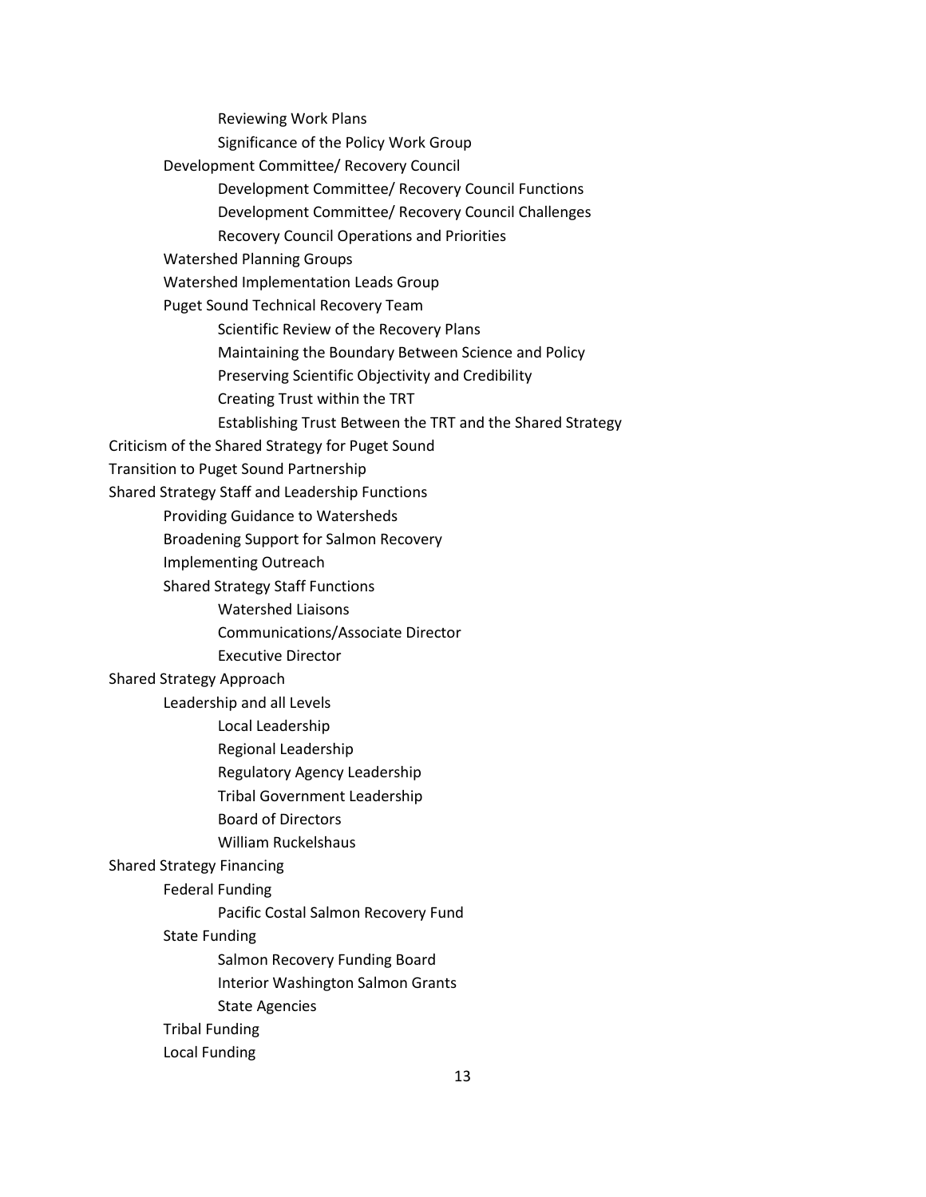- Reviewing Work Plans
- Significance of the Policy Work Group

Development Committee/ Recovery Council

- Development Committee/ Recovery Council Functions
- Development Committee/ Recovery Council Challenges
- Recovery Council Operations and Priorities

Watershed Planning Groups

Watershed Implementation Leads Group

Puget Sound Technical Recovery Team

- Scientific Review of the Recovery Plans
- Maintaining the Boundary Between Science and Policy
- Preserving Scientific Objectivity and Credibility
- Creating Trust within the TRT
- Establishing Trust Between the TRT and the Shared Strategy

Criticism of the Shared Strategy for Puget Sound

Transition to Puget Sound Partnership

Shared Strategy Staff and Leadership Functions

- Providing Guidance to Watersheds
- Broadening Support for Salmon Recovery
- Implementing Outreach
- Shared Strategy Staff Functions
    - Watershed Liaisons
    - Communications/Associate Director
    - Executive Director

Shared Strategy Approach

- Leadership and all Levels
    - Local Leadership
    - Regional Leadership
    - Regulatory Agency Leadership
    - Tribal Government Leadership
    - Board of Directors
    - William Ruckelshaus

Shared Strategy Financing

- Federal Funding
    - Pacific Costal Salmon Recovery Fund
- State Funding
    - Salmon Recovery Funding Board
    - Interior Washington Salmon Grants
    - State Agencies
- Tribal Funding
- Local Funding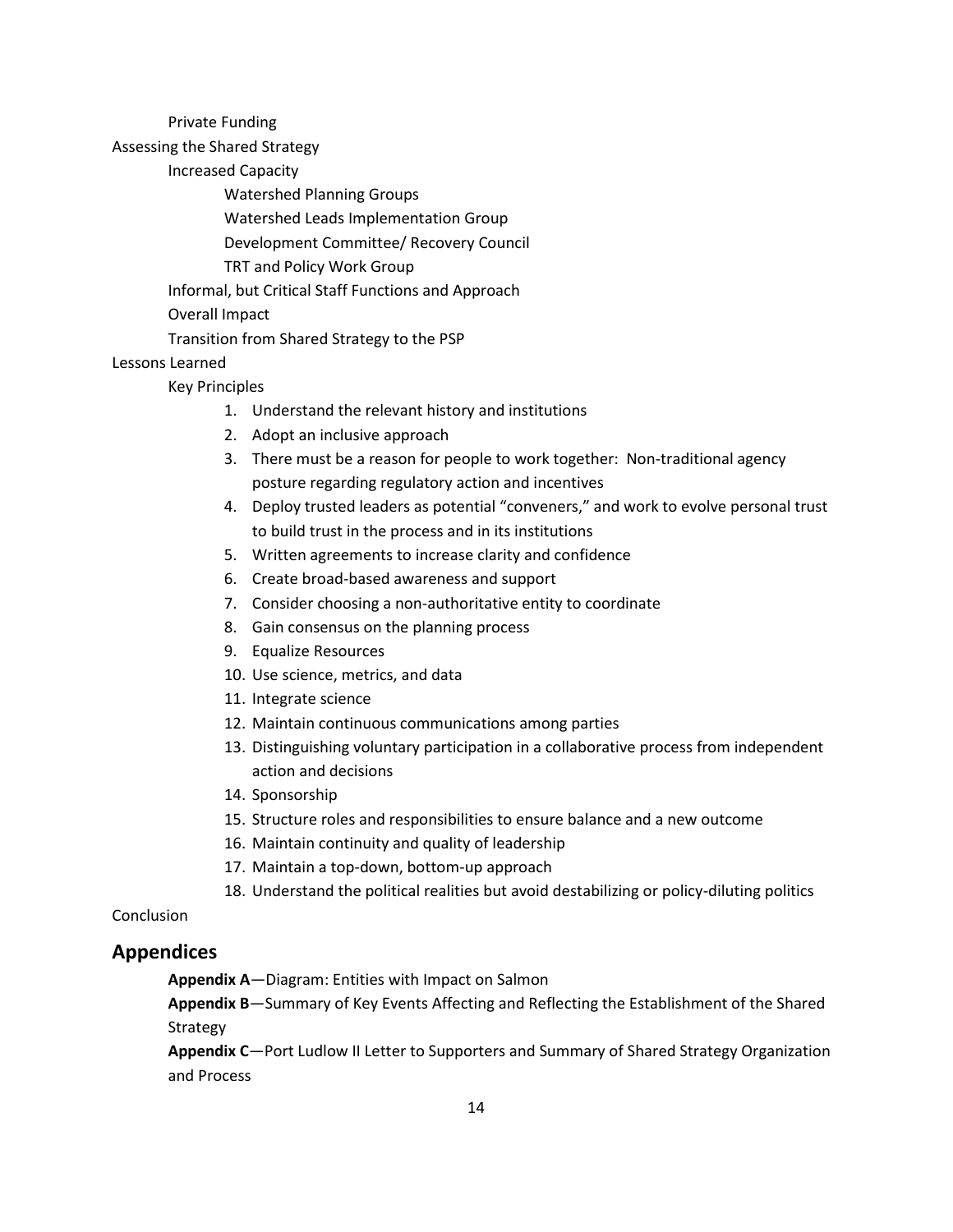- Private Funding
- Assessing the Shared Strategy
  - Increased Capacity
    - Watershed Planning Groups
    - Watershed Leads Implementation Group
    - Development Committee/ Recovery Council
    - TRT and Policy Work Group
  - Informal, but Critical Staff Functions and Approach
  - Overall Impact
  - Transition from Shared Strategy to the PSP
- Lessons Learned
  - Key Principles
    1. Understand the relevant history and institutions
    2. Adopt an inclusive approach
    3. There must be a reason for people to work together: Non-traditional agency posture regarding regulatory action and incentives
    4. Deploy trusted leaders as potential "conveners," and work to evolve personal trust to build trust in the process and in its institutions
    5. Written agreements to increase clarity and confidence
    6. Create broad-based awareness and support
    7. Consider choosing a non-authoritative entity to coordinate
    8. Gain consensus on the planning process
    9. Equalize Resources
    10. Use science, metrics, and data
    11. Integrate science
    12. Maintain continuous communications among parties
    13. Distinguishing voluntary participation in a collaborative process from independent action and decisions
    14. Sponsorship
    15. Structure roles and responsibilities to ensure balance and a new outcome
    16. Maintain continuity and quality of leadership
    17. Maintain a top-down, bottom-up approach
    18. Understand the political realities but avoid destabilizing or policy-diluting politics
- Conclusion

## Appendices

- **Appendix A**—Diagram: Entities with Impact on Salmon
- **Appendix B**—Summary of Key Events Affecting and Reflecting the Establishment of the Shared Strategy
- **Appendix C**—Port Ludlow II Letter to Supporters and Summary of Shared Strategy Organization and Process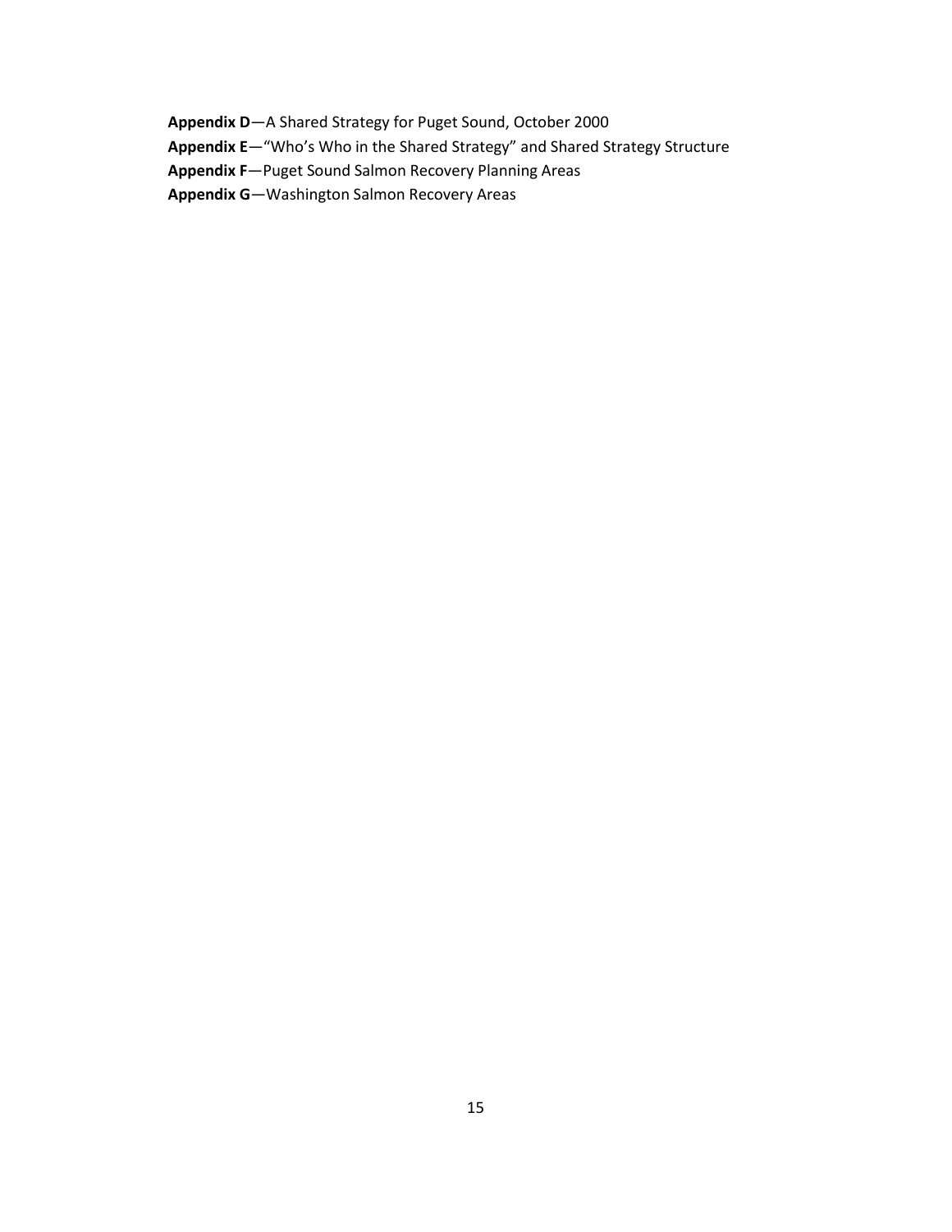**Appendix D**—A Shared Strategy for Puget Sound, October 2000

**Appendix E**—“Who’s Who in the Shared Strategy” and Shared Strategy Structure

**Appendix F**—Puget Sound Salmon Recovery Planning Areas

**Appendix G**—Washington Salmon Recovery Areas